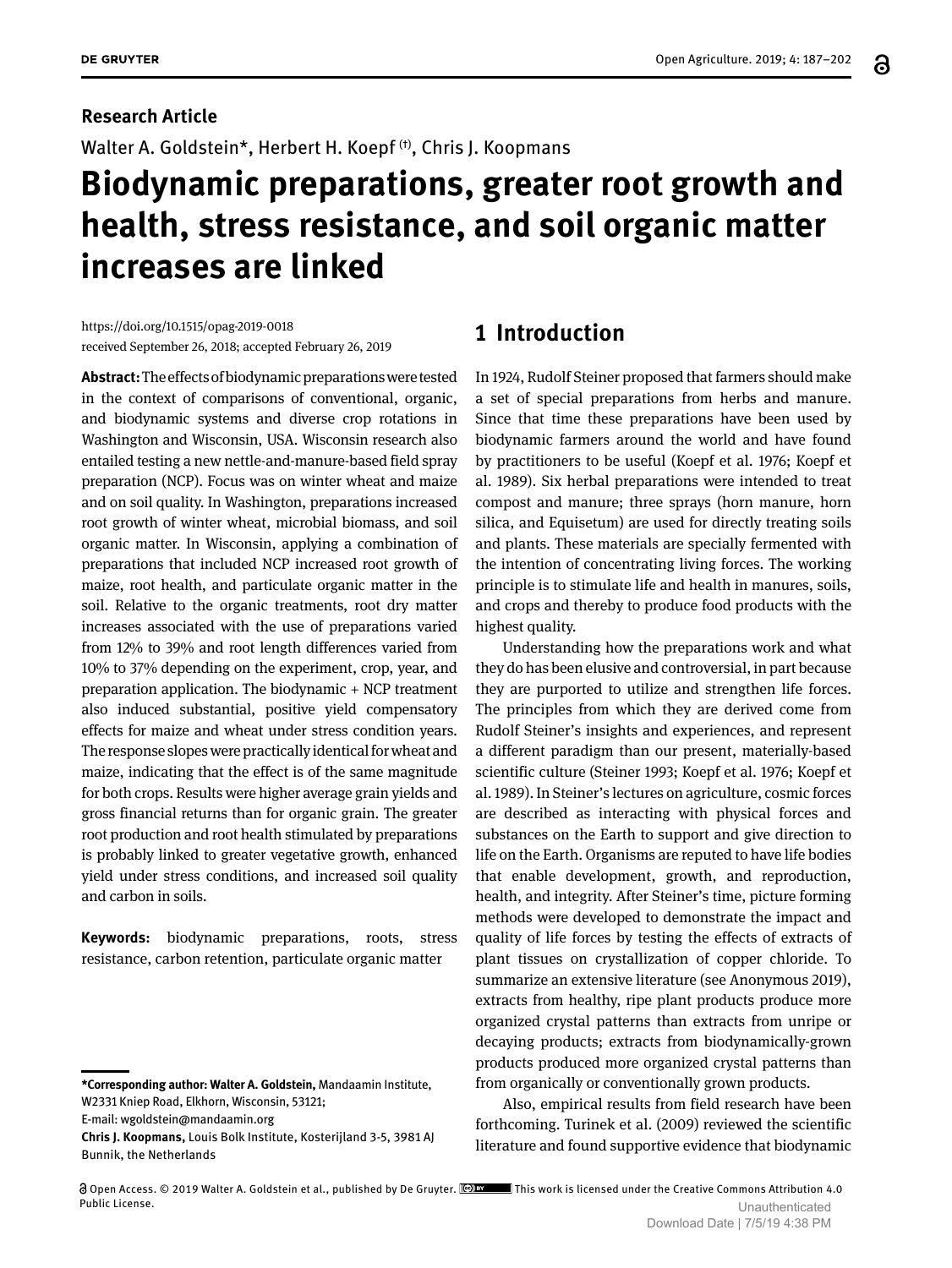**Research Article**

Walter A. Goldstein*, Herbert H. Koepf (†), Chris J. Koopmans

# Biodynamic preparations, greater root growth and health, stress resistance, and soil organic matter increases are linked

https://doi.org/10.1515/opag-2019-0018
received September 26, 2018; accepted February 26, 2019

**Abstract:** The effects of biodynamic preparations were tested in the context of comparisons of conventional, organic, and biodynamic systems and diverse crop rotations in Washington and Wisconsin, USA. Wisconsin research also entailed testing a new nettle-and-manure-based field spray preparation (NCP). Focus was on winter wheat and maize and on soil quality. In Washington, preparations increased root growth of winter wheat, microbial biomass, and soil organic matter. In Wisconsin, applying a combination of preparations that included NCP increased root growth of maize, root health, and particulate organic matter in the soil. Relative to the organic treatments, root dry matter increases associated with the use of preparations varied from 12% to 39% and root length differences varied from 10% to 37% depending on the experiment, crop, year, and preparation application. The biodynamic + NCP treatment also induced substantial, positive yield compensatory effects for maize and wheat under stress condition years. The response slopes were practically identical for wheat and maize, indicating that the effect is of the same magnitude for both crops. Results were higher average grain yields and gross financial returns than for organic grain. The greater root production and root health stimulated by preparations is probably linked to greater vegetative growth, enhanced yield under stress conditions, and increased soil quality and carbon in soils.

**Keywords:** biodynamic preparations, roots, stress resistance, carbon retention, particulate organic matter

---

**\*Corresponding author: Walter A. Goldstein,** Mandaamin Institute, W2331 Kniep Road, Elkhorn, Wisconsin, 53121;
E-mail: wgoldstein@mandaamin.org
**Chris J. Koopmans,** Louis Bolk Institute, Kosterijland 3-5, 3981 AJ Bunnik, the Netherlands

## 1 Introduction

In 1924, Rudolf Steiner proposed that farmers should make a set of special preparations from herbs and manure. Since that time these preparations have been used by biodynamic farmers around the world and have found by practitioners to be useful (Koepf et al. 1976; Koepf et al. 1989). Six herbal preparations were intended to treat compost and manure; three sprays (horn manure, horn silica, and Equisetum) are used for directly treating soils and plants. These materials are specially fermented with the intention of concentrating living forces. The working principle is to stimulate life and health in manures, soils, and crops and thereby to produce food products with the highest quality.

Understanding how the preparations work and what they do has been elusive and controversial, in part because they are purported to utilize and strengthen life forces. The principles from which they are derived come from Rudolf Steiner's insights and experiences, and represent a different paradigm than our present, materially-based scientific culture (Steiner 1993; Koepf et al. 1976; Koepf et al. 1989). In Steiner's lectures on agriculture, cosmic forces are described as interacting with physical forces and substances on the Earth to support and give direction to life on the Earth. Organisms are reputed to have life bodies that enable development, growth, and reproduction, health, and integrity. After Steiner's time, picture forming methods were developed to demonstrate the impact and quality of life forces by testing the effects of extracts of plant tissues on crystallization of copper chloride. To summarize an extensive literature (see Anonymous 2019), extracts from healthy, ripe plant products produce more organized crystal patterns than extracts from unripe or decaying products; extracts from biodynamically-grown products produced more organized crystal patterns than from organically or conventionally grown products.

Also, empirical results from field research have been forthcoming. Turinek et al. (2009) reviewed the scientific literature and found supportive evidence that biodynamic

Open Access. © 2019 Walter A. Goldstein et al., published by De Gruyter. This work is licensed under the Creative Commons Attribution 4.0 Public License.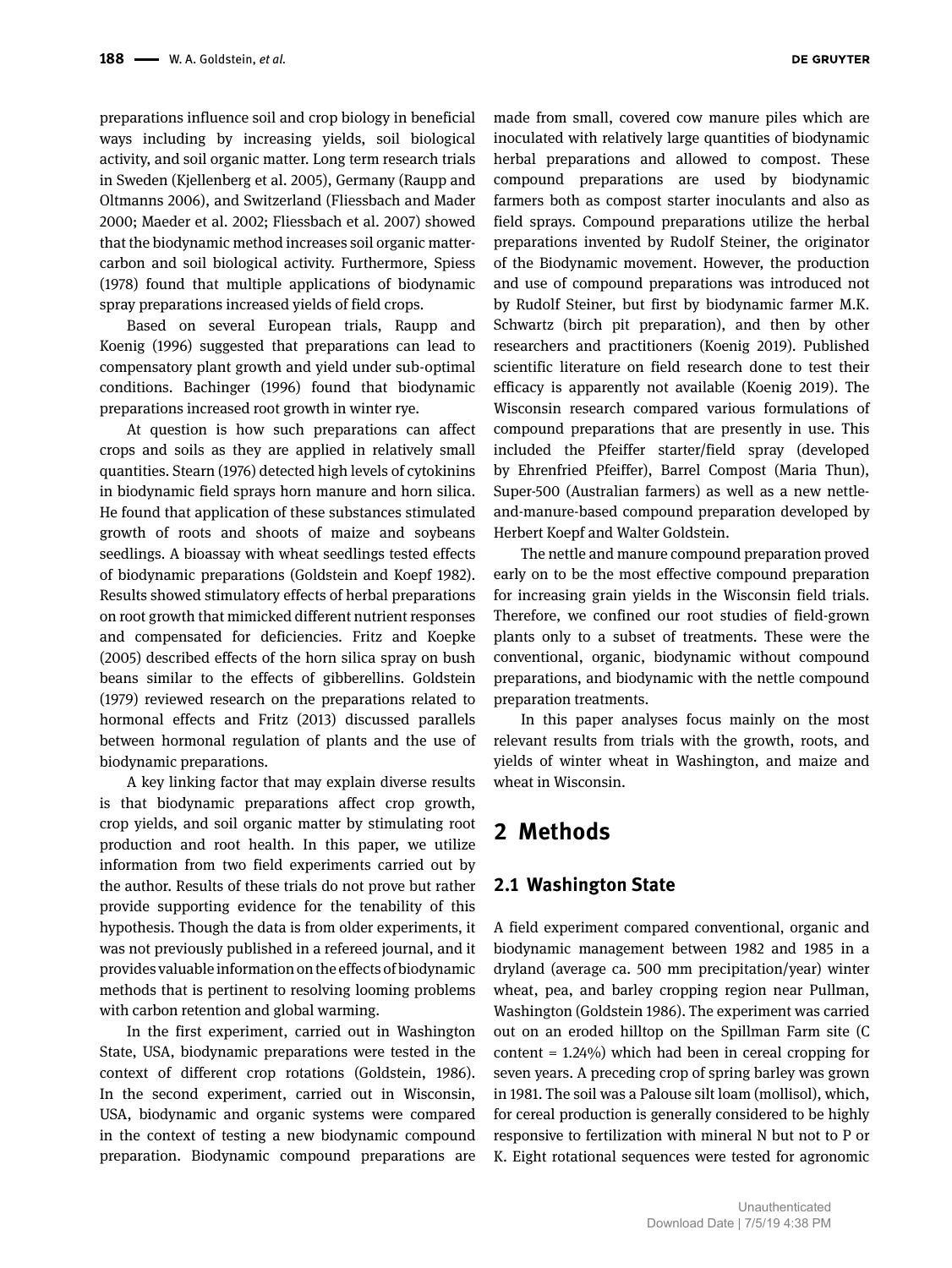preparations influence soil and crop biology in beneficial ways including by increasing yields, soil biological activity, and soil organic matter. Long term research trials in Sweden (Kjellenberg et al. 2005), Germany (Raupp and Oltmanns 2006), and Switzerland (Fliessbach and Mader 2000; Maeder et al. 2002; Fliessbach et al. 2007) showed that the biodynamic method increases soil organic matter-carbon and soil biological activity. Furthermore, Spiess (1978) found that multiple applications of biodynamic spray preparations increased yields of field crops.

Based on several European trials, Raupp and Koenig (1996) suggested that preparations can lead to compensatory plant growth and yield under sub-optimal conditions. Bachinger (1996) found that biodynamic preparations increased root growth in winter rye.

At question is how such preparations can affect crops and soils as they are applied in relatively small quantities. Stearn (1976) detected high levels of cytokinins in biodynamic field sprays horn manure and horn silica. He found that application of these substances stimulated growth of roots and shoots of maize and soybeans seedlings. A bioassay with wheat seedlings tested effects of biodynamic preparations (Goldstein and Koepf 1982). Results showed stimulatory effects of herbal preparations on root growth that mimicked different nutrient responses and compensated for deficiencies. Fritz and Koepke (2005) described effects of the horn silica spray on bush beans similar to the effects of gibberellins. Goldstein (1979) reviewed research on the preparations related to hormonal effects and Fritz (2013) discussed parallels between hormonal regulation of plants and the use of biodynamic preparations.

A key linking factor that may explain diverse results is that biodynamic preparations affect crop growth, crop yields, and soil organic matter by stimulating root production and root health. In this paper, we utilize information from two field experiments carried out by the author. Results of these trials do not prove but rather provide supporting evidence for the tenability of this hypothesis. Though the data is from older experiments, it was not previously published in a refereed journal, and it provides valuable information on the effects of biodynamic methods that is pertinent to resolving looming problems with carbon retention and global warming.

In the first experiment, carried out in Washington State, USA, biodynamic preparations were tested in the context of different crop rotations (Goldstein, 1986). In the second experiment, carried out in Wisconsin, USA, biodynamic and organic systems were compared in the context of testing a new biodynamic compound preparation. Biodynamic compound preparations are made from small, covered cow manure piles which are inoculated with relatively large quantities of biodynamic herbal preparations and allowed to compost. These compound preparations are used by biodynamic farmers both as compost starter inoculants and also as field sprays. Compound preparations utilize the herbal preparations invented by Rudolf Steiner, the originator of the Biodynamic movement. However, the production and use of compound preparations was introduced not by Rudolf Steiner, but first by biodynamic farmer M.K. Schwartz (birch pit preparation), and then by other researchers and practitioners (Koenig 2019). Published scientific literature on field research done to test their efficacy is apparently not available (Koenig 2019). The Wisconsin research compared various formulations of compound preparations that are presently in use. This included the Pfeiffer starter/field spray (developed by Ehrenfried Pfeiffer), Barrel Compost (Maria Thun), Super-500 (Australian farmers) as well as a new nettle-and-manure-based compound preparation developed by Herbert Koepf and Walter Goldstein.

The nettle and manure compound preparation proved early on to be the most effective compound preparation for increasing grain yields in the Wisconsin field trials. Therefore, we confined our root studies of field-grown plants only to a subset of treatments. These were the conventional, organic, biodynamic without compound preparations, and biodynamic with the nettle compound preparation treatments.

In this paper analyses focus mainly on the most relevant results from trials with the growth, roots, and yields of winter wheat in Washington, and maize and wheat in Wisconsin.

## 2 Methods

### 2.1 Washington State

A field experiment compared conventional, organic and biodynamic management between 1982 and 1985 in a dryland (average ca. 500 mm precipitation/year) winter wheat, pea, and barley cropping region near Pullman, Washington (Goldstein 1986). The experiment was carried out on an eroded hilltop on the Spillman Farm site (C content = 1.24%) which had been in cereal cropping for seven years. A preceding crop of spring barley was grown in 1981. The soil was a Palouse silt loam (mollisol), which, for cereal production is generally considered to be highly responsive to fertilization with mineral N but not to P or K. Eight rotational sequences were tested for agronomic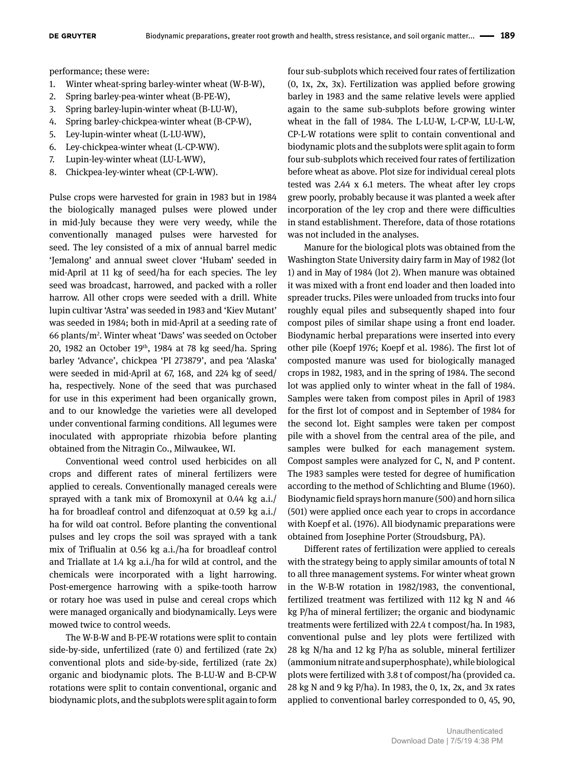performance; these were:

1. Winter wheat-spring barley-winter wheat (W-B-W),
2. Spring barley-pea-winter wheat (B-PE-W),
3. Spring barley-lupin-winter wheat (B-LU-W),
4. Spring barley-chickpea-winter wheat (B-CP-W),
5. Ley-lupin-winter wheat (L-LU-WW),
6. Ley-chickpea-winter wheat (L-CP-WW).
7. Lupin-ley-winter wheat (LU-L-WW),
8. Chickpea-ley-winter wheat (CP-L-WW).

Pulse crops were harvested for grain in 1983 but in 1984 the biologically managed pulses were plowed under in mid-July because they were very weedy, while the conventionally managed pulses were harvested for seed. The ley consisted of a mix of annual barrel medic 'Jemalong' and annual sweet clover 'Hubam' seeded in mid-April at 11 kg of seed/ha for each species. The ley seed was broadcast, harrowed, and packed with a roller harrow. All other crops were seeded with a drill. White lupin cultivar 'Astra' was seeded in 1983 and 'Kiev Mutant' was seeded in 1984; both in mid-April at a seeding rate of 66 plants/m$^2$. Winter wheat 'Daws' was seeded on October 20, 1982 an October 19$^{th}$, 1984 at 78 kg seed/ha. Spring barley 'Advance', chickpea 'PI 273879', and pea 'Alaska' were seeded in mid-April at 67, 168, and 224 kg of seed/ha, respectively. None of the seed that was purchased for use in this experiment had been organically grown, and to our knowledge the varieties were all developed under conventional farming conditions. All legumes were inoculated with appropriate rhizobia before planting obtained from the Nitragin Co., Milwaukee, WI.

Conventional weed control used herbicides on all crops and different rates of mineral fertilizers were applied to cereals. Conventionally managed cereals were sprayed with a tank mix of Bromoxynil at 0.44 kg a.i./ha for broadleaf control and difenzoquat at 0.59 kg a.i./ha for wild oat control. Before planting the conventional pulses and ley crops the soil was sprayed with a tank mix of Triflualin at 0.56 kg a.i./ha for broadleaf control and Triallate at 1.4 kg a.i./ha for wild at control, and the chemicals were incorporated with a light harrowing. Post-emergence harrowing with a spike-tooth harrow or rotary hoe was used in pulse and cereal crops which were managed organically and biodynamically. Leys were mowed twice to control weeds.

The W-B-W and B-PE-W rotations were split to contain side-by-side, unfertilized (rate 0) and fertilized (rate 2x) conventional plots and side-by-side, fertilized (rate 2x) organic and biodynamic plots. The B-LU-W and B-CP-W rotations were split to contain conventional, organic and biodynamic plots, and the subplots were split again to form four sub-subplots which received four rates of fertilization (0, 1x, 2x, 3x). Fertilization was applied before growing barley in 1983 and the same relative levels were applied again to the same sub-subplots before growing winter wheat in the fall of 1984. The L-LU-W, L-CP-W, LU-L-W, CP-L-W rotations were split to contain conventional and biodynamic plots and the subplots were split again to form four sub-subplots which received four rates of fertilization before wheat as above. Plot size for individual cereal plots tested was 2.44 x 6.1 meters. The wheat after ley crops grew poorly, probably because it was planted a week after incorporation of the ley crop and there were difficulties in stand establishment. Therefore, data of those rotations was not included in the analyses.

Manure for the biological plots was obtained from the Washington State University dairy farm in May of 1982 (lot 1) and in May of 1984 (lot 2). When manure was obtained it was mixed with a front end loader and then loaded into spreader trucks. Piles were unloaded from trucks into four roughly equal piles and subsequently shaped into four compost piles of similar shape using a front end loader. Biodynamic herbal preparations were inserted into every other pile (Koepf 1976; Koepf et al. 1986). The first lot of composted manure was used for biologically managed crops in 1982, 1983, and in the spring of 1984. The second lot was applied only to winter wheat in the fall of 1984. Samples were taken from compost piles in April of 1983 for the first lot of compost and in September of 1984 for the second lot. Eight samples were taken per compost pile with a shovel from the central area of the pile, and samples were bulked for each management system. Compost samples were analyzed for C, N, and P content. The 1983 samples were tested for degree of humification according to the method of Schlichting and Blume (1960). Biodynamic field sprays horn manure (500) and horn silica (501) were applied once each year to crops in accordance with Koepf et al. (1976). All biodynamic preparations were obtained from Josephine Porter (Stroudsburg, PA).

Different rates of fertilization were applied to cereals with the strategy being to apply similar amounts of total N to all three management systems. For winter wheat grown in the W-B-W rotation in 1982/1983, the conventional, fertilized treatment was fertilized with 112 kg N and 46 kg P/ha of mineral fertilizer; the organic and biodynamic treatments were fertilized with 22.4 t compost/ha. In 1983, conventional pulse and ley plots were fertilized with 28 kg N/ha and 12 kg P/ha as soluble, mineral fertilizer (ammonium nitrate and superphosphate), while biological plots were fertilized with 3.8 t of compost/ha (provided ca. 28 kg N and 9 kg P/ha). In 1983, the 0, 1x, 2x, and 3x rates applied to conventional barley corresponded to 0, 45, 90,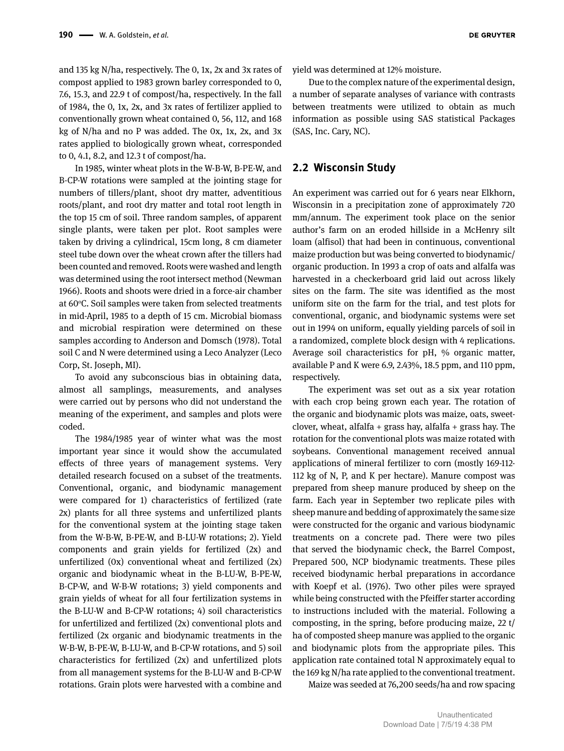and 135 kg N/ha, respectively. The 0, 1x, 2x and 3x rates of compost applied to 1983 grown barley corresponded to 0, 7.6, 15.3, and 22.9 t of compost/ha, respectively. In the fall of 1984, the 0, 1x, 2x, and 3x rates of fertilizer applied to conventionally grown wheat contained 0, 56, 112, and 168 kg of N/ha and no P was added. The 0x, 1x, 2x, and 3x rates applied to biologically grown wheat, corresponded to 0, 4.1, 8.2, and 12.3 t of compost/ha.

In 1985, winter wheat plots in the W-B-W, B-PE-W, and B-CP-W rotations were sampled at the jointing stage for numbers of tillers/plant, shoot dry matter, adventitious roots/plant, and root dry matter and total root length in the top 15 cm of soil. Three random samples, of apparent single plants, were taken per plot. Root samples were taken by driving a cylindrical, 15cm long, 8 cm diameter steel tube down over the wheat crown after the tillers had been counted and removed. Roots were washed and length was determined using the root intersect method (Newman 1966). Roots and shoots were dried in a force-air chamber at 60°C. Soil samples were taken from selected treatments in mid-April, 1985 to a depth of 15 cm. Microbial biomass and microbial respiration were determined on these samples according to Anderson and Domsch (1978). Total soil C and N were determined using a Leco Analyzer (Leco Corp, St. Joseph, MI).

To avoid any subconscious bias in obtaining data, almost all samplings, measurements, and analyses were carried out by persons who did not understand the meaning of the experiment, and samples and plots were coded.

The 1984/1985 year of winter what was the most important year since it would show the accumulated effects of three years of management systems. Very detailed research focused on a subset of the treatments. Conventional, organic, and biodynamic management were compared for 1) characteristics of fertilized (rate 2x) plants for all three systems and unfertilized plants for the conventional system at the jointing stage taken from the W-B-W, B-PE-W, and B-LU-W rotations; 2). Yield components and grain yields for fertilized (2x) and unfertilized (0x) conventional wheat and fertilized (2x) organic and biodynamic wheat in the B-LU-W, B-PE-W, B-CP-W, and W-B-W rotations; 3) yield components and grain yields of wheat for all four fertilization systems in the B-LU-W and B-CP-W rotations; 4) soil characteristics for unfertilized and fertilized (2x) conventional plots and fertilized (2x organic and biodynamic treatments in the W-B-W, B-PE-W, B-LU-W, and B-CP-W rotations, and 5) soil characteristics for fertilized (2x) and unfertilized plots from all management systems for the B-LU-W and B-CP-W rotations. Grain plots were harvested with a combine and yield was determined at 12% moisture.

Due to the complex nature of the experimental design, a number of separate analyses of variance with contrasts between treatments were utilized to obtain as much information as possible using SAS statistical Packages (SAS, Inc. Cary, NC).

## 2.2 Wisconsin Study

An experiment was carried out for 6 years near Elkhorn, Wisconsin in a precipitation zone of approximately 720 mm/annum. The experiment took place on the senior author's farm on an eroded hillside in a McHenry silt loam (alfisol) that had been in continuous, conventional maize production but was being converted to biodynamic/organic production. In 1993 a crop of oats and alfalfa was harvested in a checkerboard grid laid out across likely sites on the farm. The site was identified as the most uniform site on the farm for the trial, and test plots for conventional, organic, and biodynamic systems were set out in 1994 on uniform, equally yielding parcels of soil in a randomized, complete block design with 4 replications. Average soil characteristics for pH, % organic matter, available P and K were 6.9, 2.43%, 18.5 ppm, and 110 ppm, respectively.

The experiment was set out as a six year rotation with each crop being grown each year. The rotation of the organic and biodynamic plots was maize, oats, sweet-clover, wheat, alfalfa + grass hay, alfalfa + grass hay. The rotation for the conventional plots was maize rotated with soybeans. Conventional management received annual applications of mineral fertilizer to corn (mostly 169-112-112 kg of N, P, and K per hectare). Manure compost was prepared from sheep manure produced by sheep on the farm. Each year in September two replicate piles with sheep manure and bedding of approximately the same size were constructed for the organic and various biodynamic treatments on a concrete pad. There were two piles that served the biodynamic check, the Barrel Compost, Prepared 500, NCP biodynamic treatments. These piles received biodynamic herbal preparations in accordance with Koepf et al. (1976). Two other piles were sprayed while being constructed with the Pfeiffer starter according to instructions included with the material. Following a composting, in the spring, before producing maize, 22 t/ha of composted sheep manure was applied to the organic and biodynamic plots from the appropriate piles. This application rate contained total N approximately equal to the 169 kg N/ha rate applied to the conventional treatment.

Maize was seeded at 76,200 seeds/ha and row spacing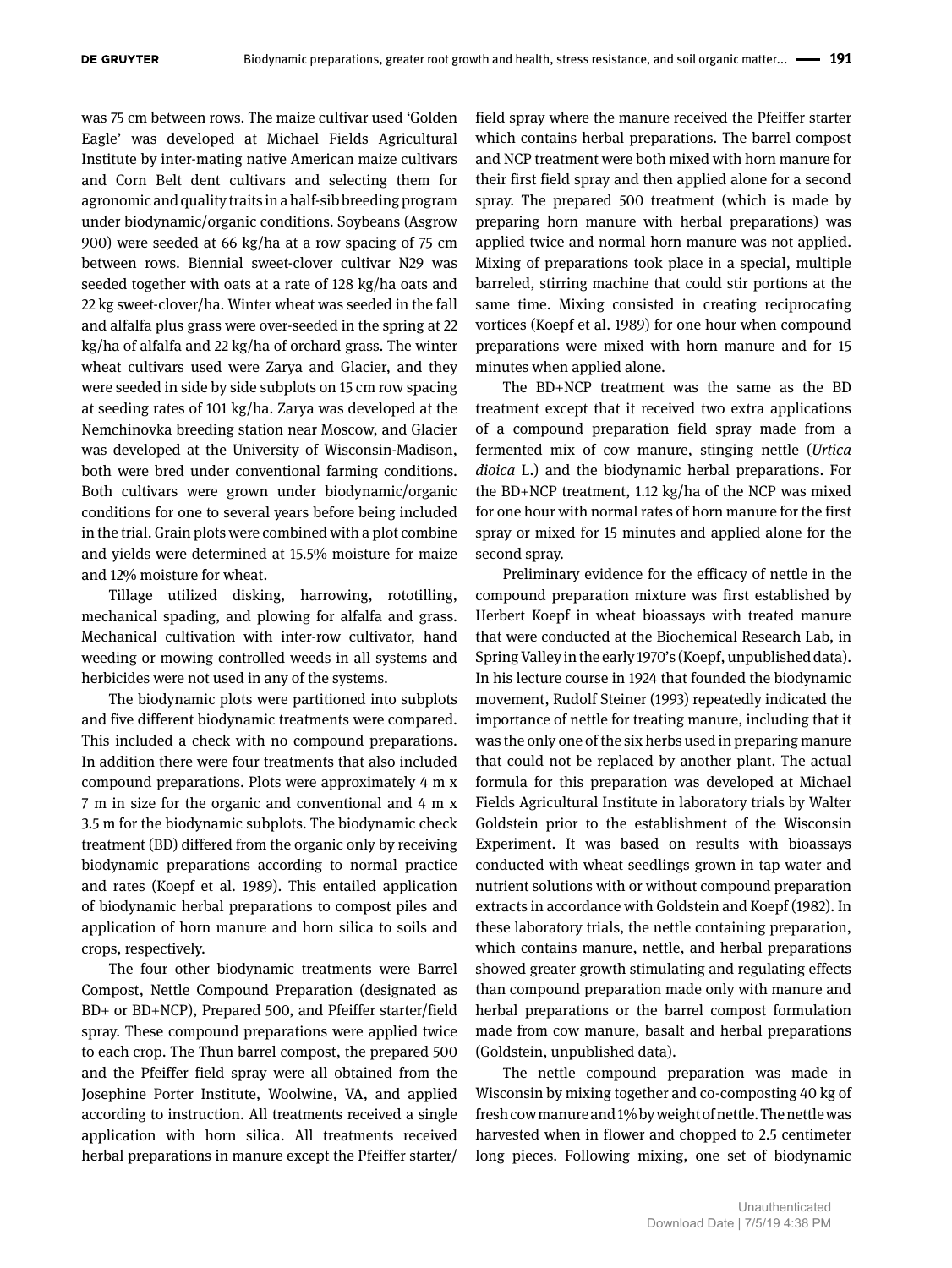was 75 cm between rows. The maize cultivar used 'Golden Eagle' was developed at Michael Fields Agricultural Institute by inter-mating native American maize cultivars and Corn Belt dent cultivars and selecting them for agronomic and quality traits in a half-sib breeding program under biodynamic/organic conditions. Soybeans (Asgrow 900) were seeded at 66 kg/ha at a row spacing of 75 cm between rows. Biennial sweet-clover cultivar N29 was seeded together with oats at a rate of 128 kg/ha oats and 22 kg sweet-clover/ha. Winter wheat was seeded in the fall and alfalfa plus grass were over-seeded in the spring at 22 kg/ha of alfalfa and 22 kg/ha of orchard grass. The winter wheat cultivars used were Zarya and Glacier, and they were seeded in side by side subplots on 15 cm row spacing at seeding rates of 101 kg/ha. Zarya was developed at the Nemchinovka breeding station near Moscow, and Glacier was developed at the University of Wisconsin-Madison, both were bred under conventional farming conditions. Both cultivars were grown under biodynamic/organic conditions for one to several years before being included in the trial. Grain plots were combined with a plot combine and yields were determined at 15.5% moisture for maize and 12% moisture for wheat.

Tillage utilized disking, harrowing, rototilling, mechanical spading, and plowing for alfalfa and grass. Mechanical cultivation with inter-row cultivator, hand weeding or mowing controlled weeds in all systems and herbicides were not used in any of the systems.

The biodynamic plots were partitioned into subplots and five different biodynamic treatments were compared. This included a check with no compound preparations. In addition there were four treatments that also included compound preparations. Plots were approximately 4 m x 7 m in size for the organic and conventional and 4 m x 3.5 m for the biodynamic subplots. The biodynamic check treatment (BD) differed from the organic only by receiving biodynamic preparations according to normal practice and rates (Koepf et al. 1989). This entailed application of biodynamic herbal preparations to compost piles and application of horn manure and horn silica to soils and crops, respectively.

The four other biodynamic treatments were Barrel Compost, Nettle Compound Preparation (designated as BD+ or BD+NCP), Prepared 500, and Pfeiffer starter/field spray. These compound preparations were applied twice to each crop. The Thun barrel compost, the prepared 500 and the Pfeiffer field spray were all obtained from the Josephine Porter Institute, Woolwine, VA, and applied according to instruction. All treatments received a single application with horn silica. All treatments received herbal preparations in manure except the Pfeiffer starter/field spray where the manure received the Pfeiffer starter which contains herbal preparations. The barrel compost and NCP treatment were both mixed with horn manure for their first field spray and then applied alone for a second spray. The prepared 500 treatment (which is made by preparing horn manure with herbal preparations) was applied twice and normal horn manure was not applied. Mixing of preparations took place in a special, multiple barreled, stirring machine that could stir portions at the same time. Mixing consisted in creating reciprocating vortices (Koepf et al. 1989) for one hour when compound preparations were mixed with horn manure and for 15 minutes when applied alone.

The BD+NCP treatment was the same as the BD treatment except that it received two extra applications of a compound preparation field spray made from a fermented mix of cow manure, stinging nettle (*Urtica dioica* L.) and the biodynamic herbal preparations. For the BD+NCP treatment, 1.12 kg/ha of the NCP was mixed for one hour with normal rates of horn manure for the first spray or mixed for 15 minutes and applied alone for the second spray.

Preliminary evidence for the efficacy of nettle in the compound preparation mixture was first established by Herbert Koepf in wheat bioassays with treated manure that were conducted at the Biochemical Research Lab, in Spring Valley in the early 1970's (Koepf, unpublished data). In his lecture course in 1924 that founded the biodynamic movement, Rudolf Steiner (1993) repeatedly indicated the importance of nettle for treating manure, including that it was the only one of the six herbs used in preparing manure that could not be replaced by another plant. The actual formula for this preparation was developed at Michael Fields Agricultural Institute in laboratory trials by Walter Goldstein prior to the establishment of the Wisconsin Experiment. It was based on results with bioassays conducted with wheat seedlings grown in tap water and nutrient solutions with or without compound preparation extracts in accordance with Goldstein and Koepf (1982). In these laboratory trials, the nettle containing preparation, which contains manure, nettle, and herbal preparations showed greater growth stimulating and regulating effects than compound preparation made only with manure and herbal preparations or the barrel compost formulation made from cow manure, basalt and herbal preparations (Goldstein, unpublished data).

The nettle compound preparation was made in Wisconsin by mixing together and co-composting 40 kg of fresh cow manure and 1% by weight of nettle. The nettle was harvested when in flower and chopped to 2.5 centimeter long pieces. Following mixing, one set of biodynamic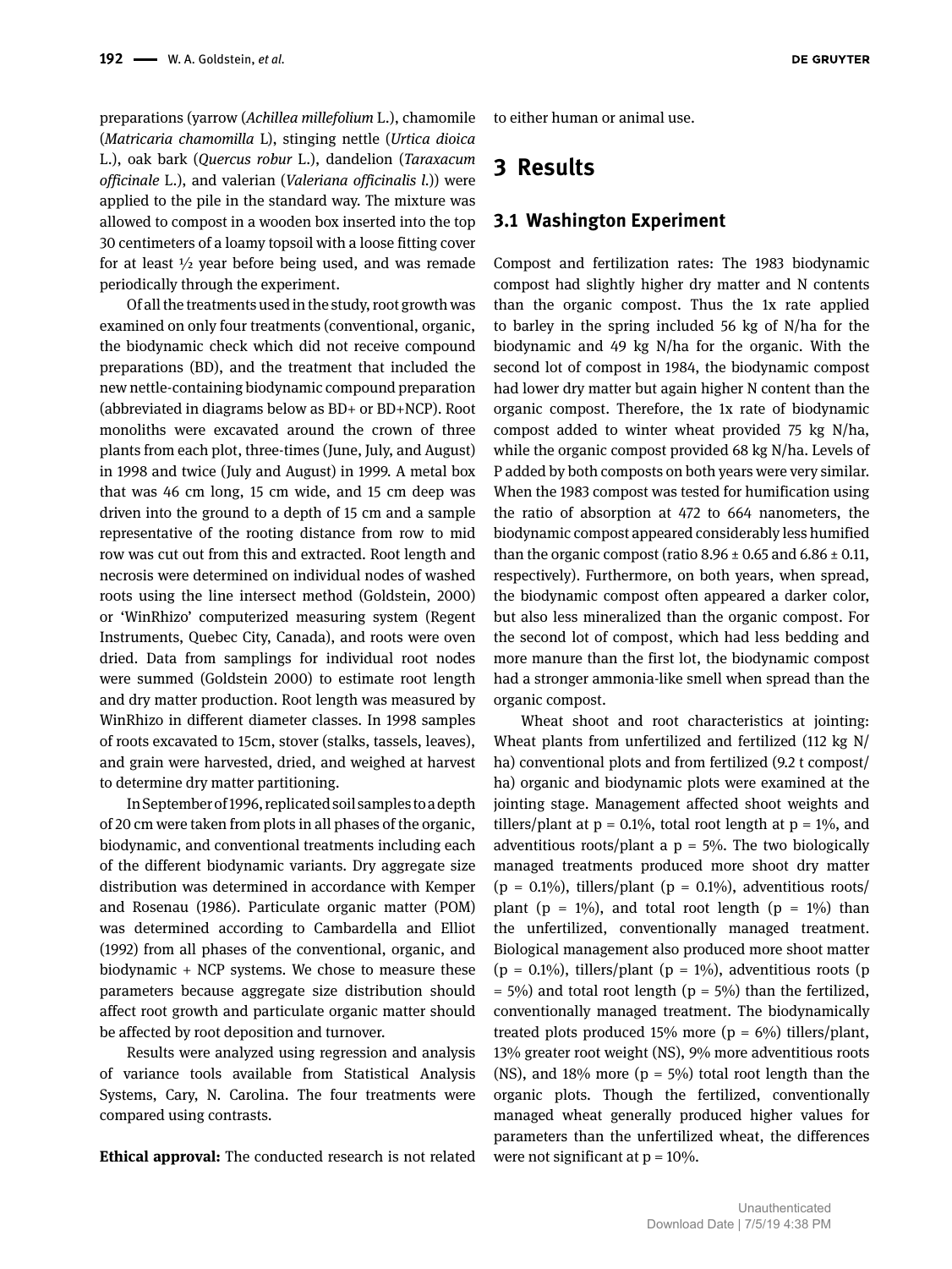preparations (yarrow (*Achillea millefolium* L.), chamomile (*Matricaria chamomilla* L), stinging nettle (*Urtica dioica* L.), oak bark (*Quercus robur* L.), dandelion (*Taraxacum officinale* L.), and valerian (*Valeriana officinalis l.*)) were applied to the pile in the standard way. The mixture was allowed to compost in a wooden box inserted into the top 30 centimeters of a loamy topsoil with a loose fitting cover for at least ½ year before being used, and was remade periodically through the experiment.

Of all the treatments used in the study, root growth was examined on only four treatments (conventional, organic, the biodynamic check which did not receive compound preparations (BD), and the treatment that included the new nettle-containing biodynamic compound preparation (abbreviated in diagrams below as BD+ or BD+NCP). Root monoliths were excavated around the crown of three plants from each plot, three-times (June, July, and August) in 1998 and twice (July and August) in 1999. A metal box that was 46 cm long, 15 cm wide, and 15 cm deep was driven into the ground to a depth of 15 cm and a sample representative of the rooting distance from row to mid row was cut out from this and extracted. Root length and necrosis were determined on individual nodes of washed roots using the line intersect method (Goldstein, 2000) or 'WinRhizo' computerized measuring system (Regent Instruments, Quebec City, Canada), and roots were oven dried. Data from samplings for individual root nodes were summed (Goldstein 2000) to estimate root length and dry matter production. Root length was measured by WinRhizo in different diameter classes. In 1998 samples of roots excavated to 15cm, stover (stalks, tassels, leaves), and grain were harvested, dried, and weighed at harvest to determine dry matter partitioning.

In September of 1996, replicated soil samples to a depth of 20 cm were taken from plots in all phases of the organic, biodynamic, and conventional treatments including each of the different biodynamic variants. Dry aggregate size distribution was determined in accordance with Kemper and Rosenau (1986). Particulate organic matter (POM) was determined according to Cambardella and Elliot (1992) from all phases of the conventional, organic, and biodynamic + NCP systems. We chose to measure these parameters because aggregate size distribution should affect root growth and particulate organic matter should be affected by root deposition and turnover.

Results were analyzed using regression and analysis of variance tools available from Statistical Analysis Systems, Cary, N. Carolina. The four treatments were compared using contrasts.

**Ethical approval:** The conducted research is not related to either human or animal use.

# 3 Results

## 3.1 Washington Experiment

Compost and fertilization rates: The 1983 biodynamic compost had slightly higher dry matter and N contents than the organic compost. Thus the 1x rate applied to barley in the spring included 56 kg of N/ha for the biodynamic and 49 kg N/ha for the organic. With the second lot of compost in 1984, the biodynamic compost had lower dry matter but again higher N content than the organic compost. Therefore, the 1x rate of biodynamic compost added to winter wheat provided 75 kg N/ha, while the organic compost provided 68 kg N/ha. Levels of P added by both composts on both years were very similar. When the 1983 compost was tested for humification using the ratio of absorption at 472 to 664 nanometers, the biodynamic compost appeared considerably less humified than the organic compost (ratio $8.96 \pm 0.65$ and $6.86 \pm 0.11$, respectively). Furthermore, on both years, when spread, the biodynamic compost often appeared a darker color, but also less mineralized than the organic compost. For the second lot of compost, which had less bedding and more manure than the first lot, the biodynamic compost had a stronger ammonia-like smell when spread than the organic compost.

Wheat shoot and root characteristics at jointing: Wheat plants from unfertilized and fertilized (112 kg N/ha) conventional plots and from fertilized (9.2 t compost/ha) organic and biodynamic plots were examined at the jointing stage. Management affected shoot weights and tillers/plant at p = 0.1%, total root length at p = 1%, and adventitious roots/plant a p = 5%. The two biologically managed treatments produced more shoot dry matter (p = 0.1%), tillers/plant (p = 0.1%), adventitious roots/plant (p = 1%), and total root length (p = 1%) than the unfertilized, conventionally managed treatment. Biological management also produced more shoot matter (p = 0.1%), tillers/plant (p = 1%), adventitious roots (p = 5%) and total root length (p = 5%) than the fertilized, conventionally managed treatment. The biodynamically treated plots produced 15% more (p = 6%) tillers/plant, 13% greater root weight (NS), 9% more adventitious roots (NS), and 18% more (p = 5%) total root length than the organic plots. Though the fertilized, conventionally managed wheat generally produced higher values for parameters than the unfertilized wheat, the differences were not significant at p = 10%.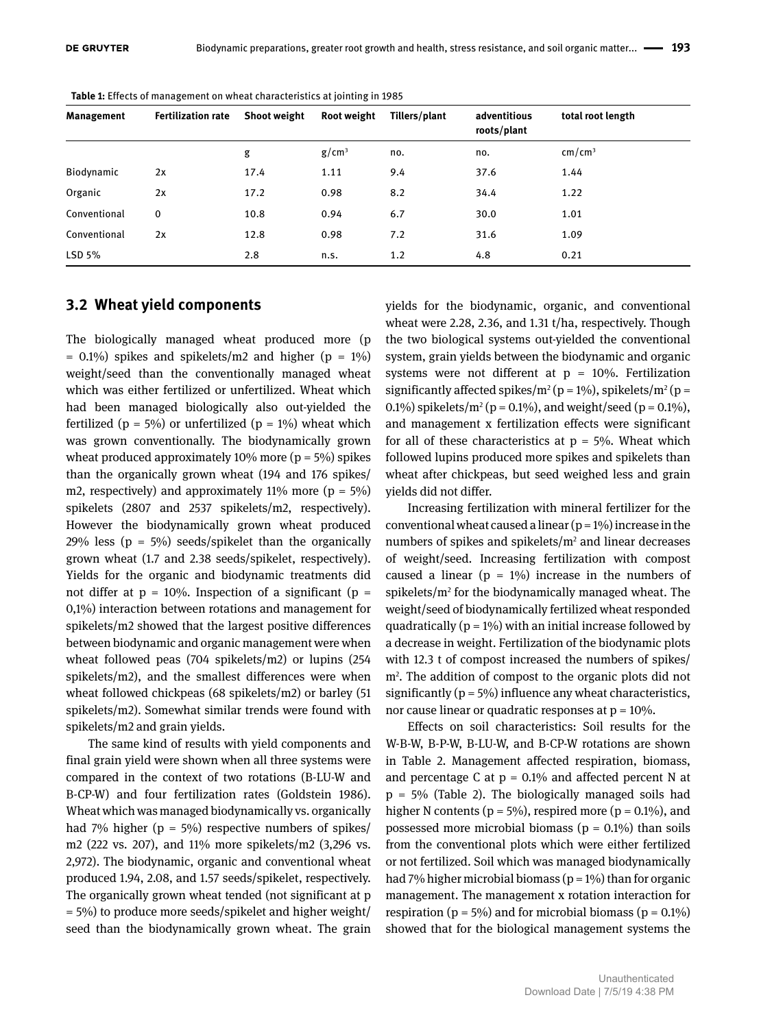**Table 1:** Effects of management on wheat characteristics at jointing in 1985

| Management | Fertilization rate | Shoot weight | Root weight | Tillers/plant | adventitious roots/plant | total root length |
|---|---|---|---|---|---|---|
| | | g | $g/cm^3$ | no. | no. | $cm/cm^3$ |
| Biodynamic | 2x | 17.4 | 1.11 | 9.4 | 37.6 | 1.44 |
| Organic | 2x | 17.2 | 0.98 | 8.2 | 34.4 | 1.22 |
| Conventional | 0 | 10.8 | 0.94 | 6.7 | 30.0 | 1.01 |
| Conventional | 2x | 12.8 | 0.98 | 7.2 | 31.6 | 1.09 |
| LSD 5% | | 2.8 | n.s. | 1.2 | 4.8 | 0.21 |

## 3.2 Wheat yield components

The biologically managed wheat produced more (p = 0.1%) spikes and spikelets/m2 and higher (p = 1%) weight/seed than the conventionally managed wheat which was either fertilized or unfertilized. Wheat which had been managed biologically also out-yielded the fertilized (p = 5%) or unfertilized (p = 1%) wheat which was grown conventionally. The biodynamically grown wheat produced approximately 10% more (p = 5%) spikes than the organically grown wheat (194 and 176 spikes/m2, respectively) and approximately 11% more (p = 5%) spikelets (2807 and 2537 spikelets/m2, respectively). However the biodynamically grown wheat produced 29% less (p = 5%) seeds/spikelet than the organically grown wheat (1.7 and 2.38 seeds/spikelet, respectively). Yields for the organic and biodynamic treatments did not differ at p = 10%. Inspection of a significant (p = 0,1%) interaction between rotations and management for spikelets/m2 showed that the largest positive differences between biodynamic and organic management were when wheat followed peas (704 spikelets/m2) or lupins (254 spikelets/m2), and the smallest differences were when wheat followed chickpeas (68 spikelets/m2) or barley (51 spikelets/m2). Somewhat similar trends were found with spikelets/m2 and grain yields.

The same kind of results with yield components and final grain yield were shown when all three systems were compared in the context of two rotations (B-LU-W and B-CP-W) and four fertilization rates (Goldstein 1986). Wheat which was managed biodynamically vs. organically had 7% higher (p = 5%) respective numbers of spikes/m2 (222 vs. 207), and 11% more spikelets/m2 (3,296 vs. 2,972). The biodynamic, organic and conventional wheat produced 1.94, 2.08, and 1.57 seeds/spikelet, respectively. The organically grown wheat tended (not significant at p = 5%) to produce more seeds/spikelet and higher weight/seed than the biodynamically grown wheat. The grain yields for the biodynamic, organic, and conventional wheat were 2.28, 2.36, and 1.31 t/ha, respectively. Though the two biological systems out-yielded the conventional system, grain yields between the biodynamic and organic systems were not different at p = 10%. Fertilization significantly affected spikes/$m^2$ (p = 1%), spikelets/$m^2$ (p = 0.1%) spikelets/$m^2$ (p = 0.1%), and weight/seed (p = 0.1%), and management x fertilization effects were significant for all of these characteristics at p = 5%. Wheat which followed lupins produced more spikes and spikelets than wheat after chickpeas, but seed weighed less and grain yields did not differ.

Increasing fertilization with mineral fertilizer for the conventional wheat caused a linear (p = 1%) increase in the numbers of spikes and spikelets/$m^2$ and linear decreases of weight/seed. Increasing fertilization with compost caused a linear (p = 1%) increase in the numbers of spikelets/$m^2$ for the biodynamically managed wheat. The weight/seed of biodynamically fertilized wheat responded quadratically (p = 1%) with an initial increase followed by a decrease in weight. Fertilization of the biodynamic plots with 12.3 t of compost increased the numbers of spikes/$m^2$. The addition of compost to the organic plots did not significantly (p = 5%) influence any wheat characteristics, nor cause linear or quadratic responses at p = 10%.

Effects on soil characteristics: Soil results for the W-B-W, B-P-W, B-LU-W, and B-CP-W rotations are shown in Table 2. Management affected respiration, biomass, and percentage C at p = 0.1% and affected percent N at p = 5% (Table 2). The biologically managed soils had higher N contents (p = 5%), respired more (p = 0.1%), and possessed more microbial biomass (p = 0.1%) than soils from the conventional plots which were either fertilized or not fertilized. Soil which was managed biodynamically had 7% higher microbial biomass (p = 1%) than for organic management. The management x rotation interaction for respiration (p = 5%) and for microbial biomass (p = 0.1%) showed that for the biological management systems the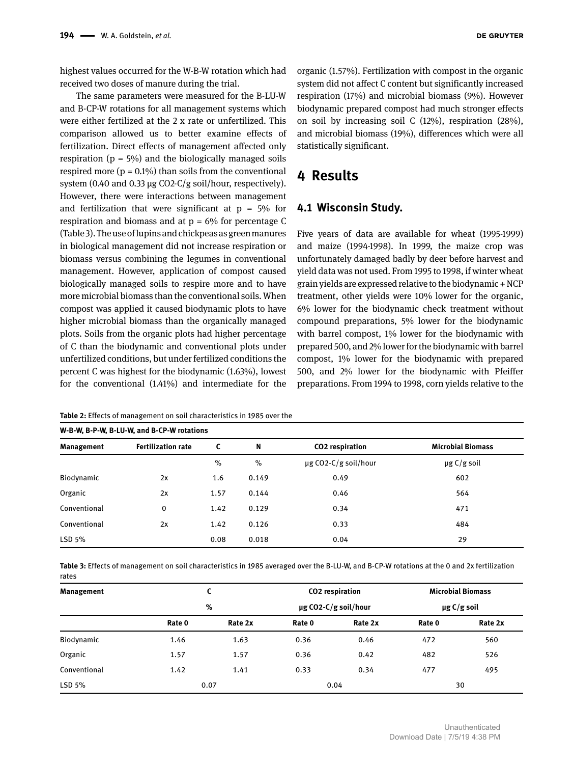highest values occurred for the W-B-W rotation which had received two doses of manure during the trial.

The same parameters were measured for the B-LU-W and B-CP-W rotations for all management systems which were either fertilized at the 2 x rate or unfertilized. This comparison allowed us to better examine effects of fertilization. Direct effects of management affected only respiration (p = 5%) and the biologically managed soils respired more (p = 0.1%) than soils from the conventional system (0.40 and 0.33 μg CO2-C/g soil/hour, respectively). However, there were interactions between management and fertilization that were significant at p = 5% for respiration and biomass and at p = 6% for percentage C (Table 3). The use of lupins and chickpeas as green manures in biological management did not increase respiration or biomass versus combining the legumes in conventional management. However, application of compost caused biologically managed soils to respire more and to have more microbial biomass than the conventional soils. When compost was applied it caused biodynamic plots to have higher microbial biomass than the organically managed plots. Soils from the organic plots had higher percentage of C than the biodynamic and conventional plots under unfertilized conditions, but under fertilized conditions the percent C was highest for the biodynamic (1.63%), lowest for the conventional (1.41%) and intermediate for the organic (1.57%). Fertilization with compost in the organic system did not affect C content but significantly increased respiration (17%) and microbial biomass (9%). However biodynamic prepared compost had much stronger effects on soil by increasing soil C (12%), respiration (28%), and microbial biomass (19%), differences which were all statistically significant.

# 4 Results

## 4.1 Wisconsin Study.

Five years of data are available for wheat (1995-1999) and maize (1994-1998). In 1999, the maize crop was unfortunately damaged badly by deer before harvest and yield data was not used. From 1995 to 1998, if winter wheat grain yields are expressed relative to the biodynamic + NCP treatment, other yields were 10% lower for the organic, 6% lower for the biodynamic check treatment without compound preparations, 5% lower for the biodynamic with barrel compost, 1% lower for the biodynamic with prepared 500, and 2% lower for the biodynamic with barrel compost, 1% lower for the biodynamic with prepared 500, and 2% lower for the biodynamic with Pfeiffer preparations. From 1994 to 1998, corn yields relative to the

**Table 2:** Effects of management on soil characteristics in 1985 over the W-B-W, B-P-W, B-LU-W, and B-CP-W rotations

| Management | Fertilization rate | C | N | CO2 respiration | Microbial Biomass |
|---|---|---|---|---|---|
| | | % | % | μg CO2-C/g soil/hour | μg C/g soil |
| Biodynamic | 2x | 1.6 | 0.149 | 0.49 | 602 |
| Organic | 2x | 1.57 | 0.144 | 0.46 | 564 |
| Conventional | 0 | 1.42 | 0.129 | 0.34 | 471 |
| Conventional | 2x | 1.42 | 0.126 | 0.33 | 484 |
| LSD 5% | | 0.08 | 0.018 | 0.04 | 29 |

**Table 3:** Effects of management on soil characteristics in 1985 averaged over the B-LU-W, and B-CP-W rotations at the 0 and 2x fertilization rates

| Management | C | | CO2 respiration | | Microbial Biomass | |
|---|---|---|---|---|---|---|
| | % | | μg CO2-C/g soil/hour | | μg C/g soil | |
| | Rate 0 | Rate 2x | Rate 0 | Rate 2x | Rate 0 | Rate 2x |
| Biodynamic | 1.46 | 1.63 | 0.36 | 0.46 | 472 | 560 |
| Organic | 1.57 | 1.57 | 0.36 | 0.42 | 482 | 526 |
| Conventional | 1.42 | 1.41 | 0.33 | 0.34 | 477 | 495 |
| LSD 5% | 0.07 | | 0.04 | | 30 | |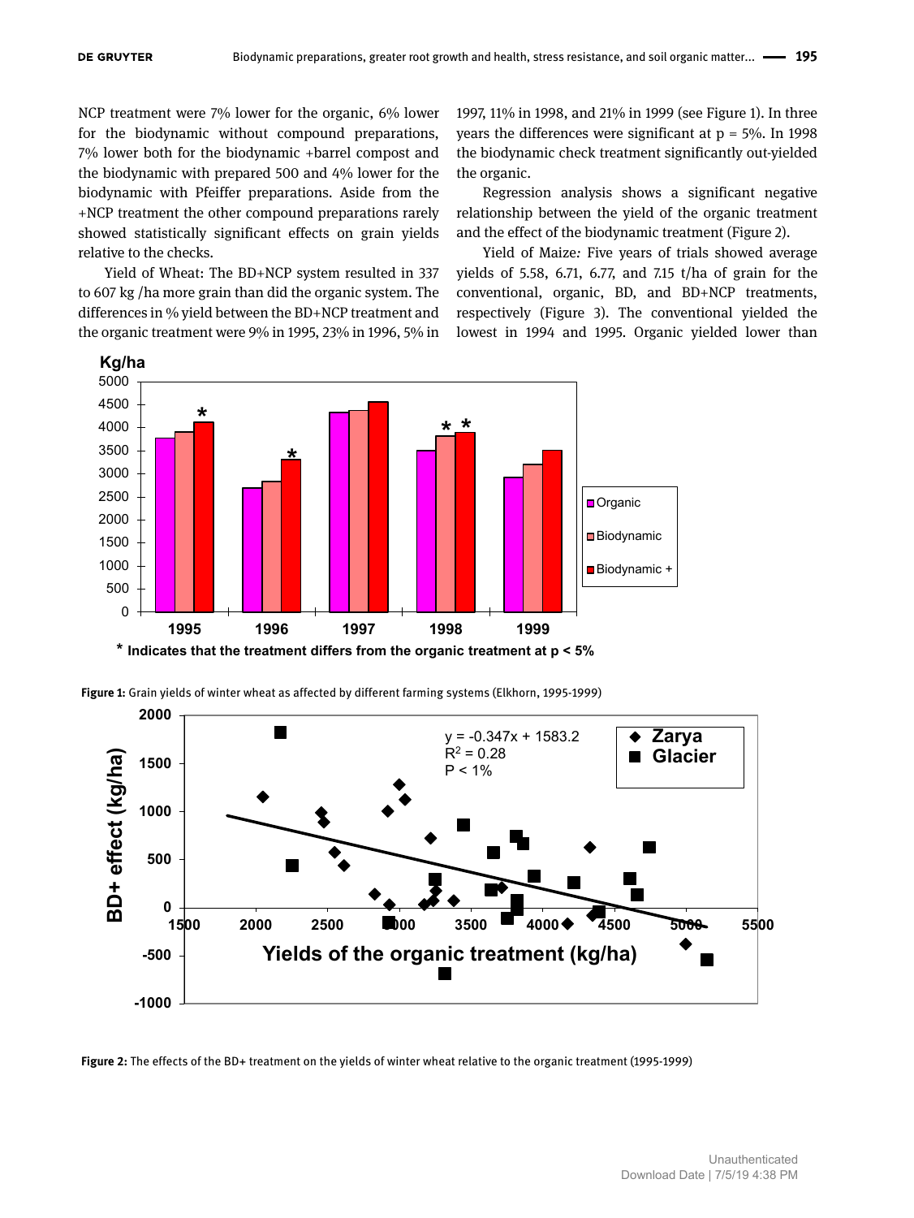NCP treatment were 7% lower for the organic, 6% lower for the biodynamic without compound preparations, 7% lower both for the biodynamic +barrel compost and the biodynamic with prepared 500 and 4% lower for the biodynamic with Pfeiffer preparations. Aside from the +NCP treatment the other compound preparations rarely showed statistically significant effects on grain yields relative to the checks.

Yield of Wheat: The BD+NCP system resulted in 337 to 607 kg /ha more grain than did the organic system. The differences in % yield between the BD+NCP treatment and the organic treatment were 9% in 1995, 23% in 1996, 5% in 1997, 11% in 1998, and 21% in 1999 (see Figure 1). In three years the differences were significant at p = 5%. In 1998 the biodynamic check treatment significantly out-yielded the organic.

Regression analysis shows a significant negative relationship between the yield of the organic treatment and the effect of the biodynamic treatment (Figure 2).

Yield of Maize*:* Five years of trials showed average yields of 5.58, 6.71, 6.77, and 7.15 t/ha of grain for the conventional, organic, BD, and BD+NCP treatments, respectively (Figure 3). The conventional yielded the lowest in 1994 and 1995. Organic yielded lower than

**Figure 1:** Grain yields of winter wheat as affected by different farming systems (Elkhorn, 1995-1999)

**Figure 2:** The effects of the BD+ treatment on the yields of winter wheat relative to the organic treatment (1995-1999)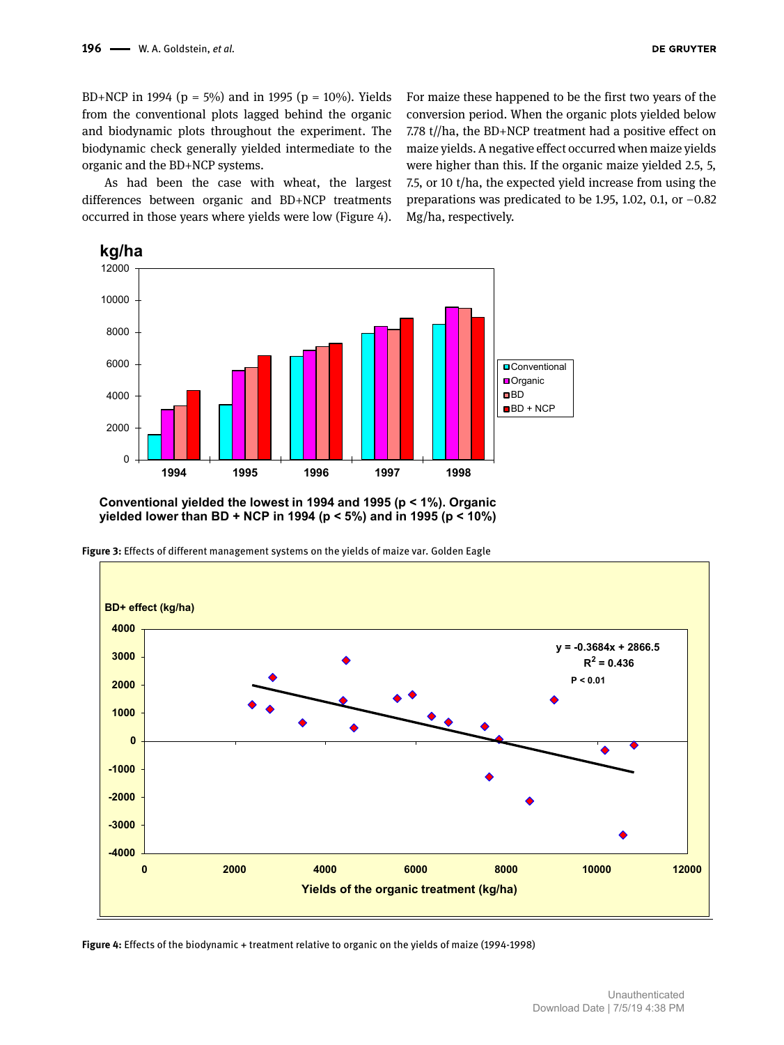BD+NCP in 1994 (p = 5%) and in 1995 (p = 10%). Yields from the conventional plots lagged behind the organic and biodynamic plots throughout the experiment. The biodynamic check generally yielded intermediate to the organic and the BD+NCP systems.

As had been the case with wheat, the largest differences between organic and BD+NCP treatments occurred in those years where yields were low (Figure 4). For maize these happened to be the first two years of the conversion period. When the organic plots yielded below 7.78 t//ha, the BD+NCP treatment had a positive effect on maize yields. A negative effect occurred when maize yields were higher than this. If the organic maize yielded 2.5, 5, 7.5, or 10 t/ha, the expected yield increase from using the preparations was predicated to be 1.95, 1.02, 0.1, or −0.82 Mg/ha, respectively.

**Conventional yielded the lowest in 1994 and 1995 ($p < 1\%$). Organic yielded lower than BD + NCP in 1994 ($p < 5\%$) and in 1995 ($p < 10\%$)**

**Figure 3:** Effects of different management systems on the yields of maize var. Golden Eagle

**Figure 4:** Effects of the biodynamic + treatment relative to organic on the yields of maize (1994-1998)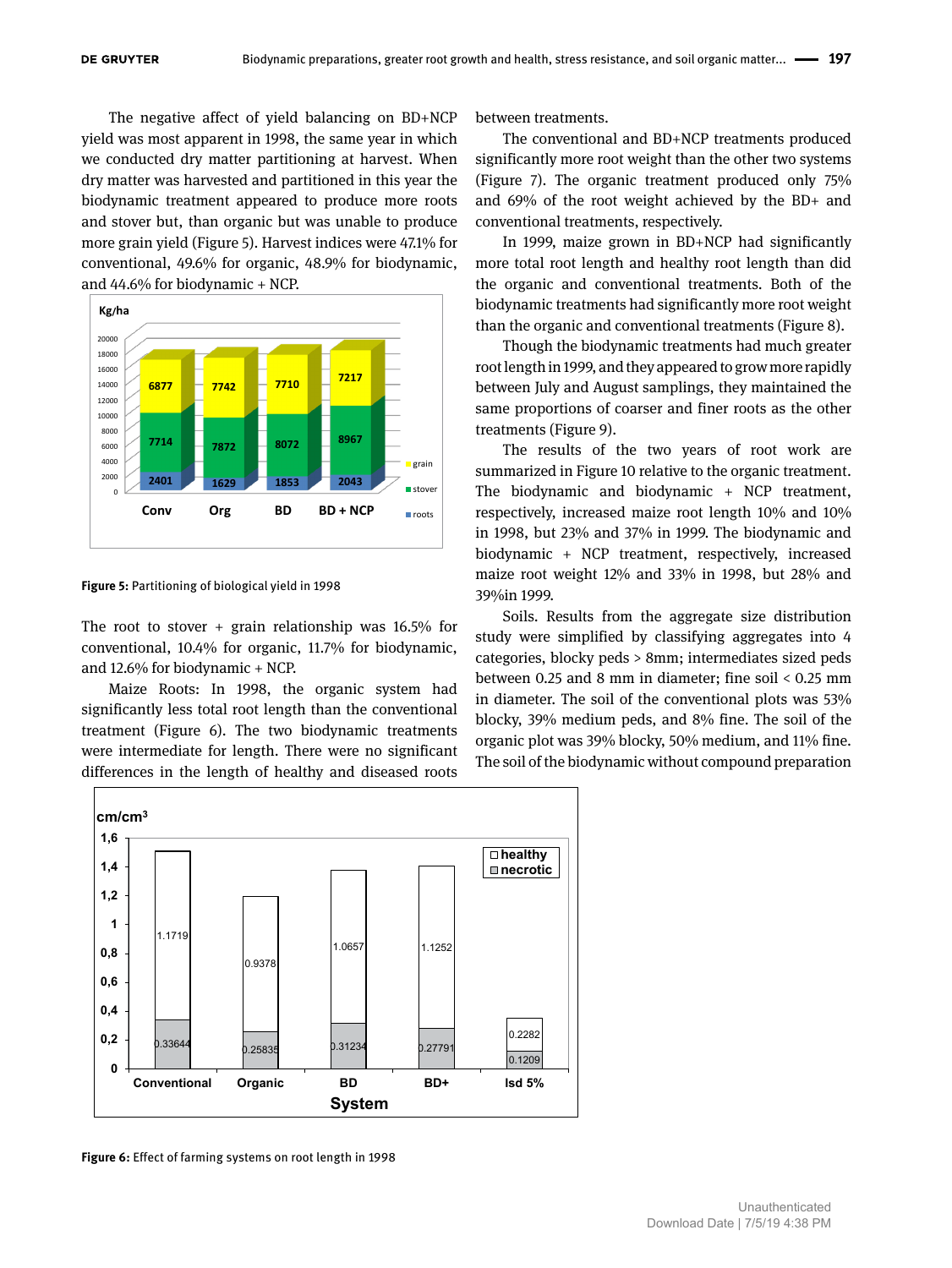The negative affect of yield balancing on BD+NCP yield was most apparent in 1998, the same year in which we conducted dry matter partitioning at harvest. When dry matter was harvested and partitioned in this year the biodynamic treatment appeared to produce more roots and stover but, than organic but was unable to produce more grain yield (Figure 5). Harvest indices were 47.1% for conventional, 49.6% for organic, 48.9% for biodynamic, and 44.6% for biodynamic + NCP.

**Figure 5:** Partitioning of biological yield in 1998

The root to stover + grain relationship was 16.5% for conventional, 10.4% for organic, 11.7% for biodynamic, and 12.6% for biodynamic + NCP.

Maize Roots: In 1998, the organic system had significantly less total root length than the conventional treatment (Figure 6). The two biodynamic treatments were intermediate for length. There were no significant differences in the length of healthy and diseased roots between treatments.

The conventional and BD+NCP treatments produced significantly more root weight than the other two systems (Figure 7). The organic treatment produced only 75% and 69% of the root weight achieved by the BD+ and conventional treatments, respectively.

In 1999, maize grown in BD+NCP had significantly more total root length and healthy root length than did the organic and conventional treatments. Both of the biodynamic treatments had significantly more root weight than the organic and conventional treatments (Figure 8).

Though the biodynamic treatments had much greater root length in 1999, and they appeared to grow more rapidly between July and August samplings, they maintained the same proportions of coarser and finer roots as the other treatments (Figure 9).

The results of the two years of root work are summarized in Figure 10 relative to the organic treatment. The biodynamic and biodynamic + NCP treatment, respectively, increased maize root length 10% and 10% in 1998, but 23% and 37% in 1999. The biodynamic and biodynamic + NCP treatment, respectively, increased maize root weight 12% and 33% in 1998, but 28% and 39%in 1999.

Soils. Results from the aggregate size distribution study were simplified by classifying aggregates into 4 categories, blocky peds > 8mm; intermediates sized peds between 0.25 and 8 mm in diameter; fine soil < 0.25 mm in diameter. The soil of the conventional plots was 53% blocky, 39% medium peds, and 8% fine. The soil of the organic plot was 39% blocky, 50% medium, and 11% fine. The soil of the biodynamic without compound preparation

**Figure 6:** Effect of farming systems on root length in 1998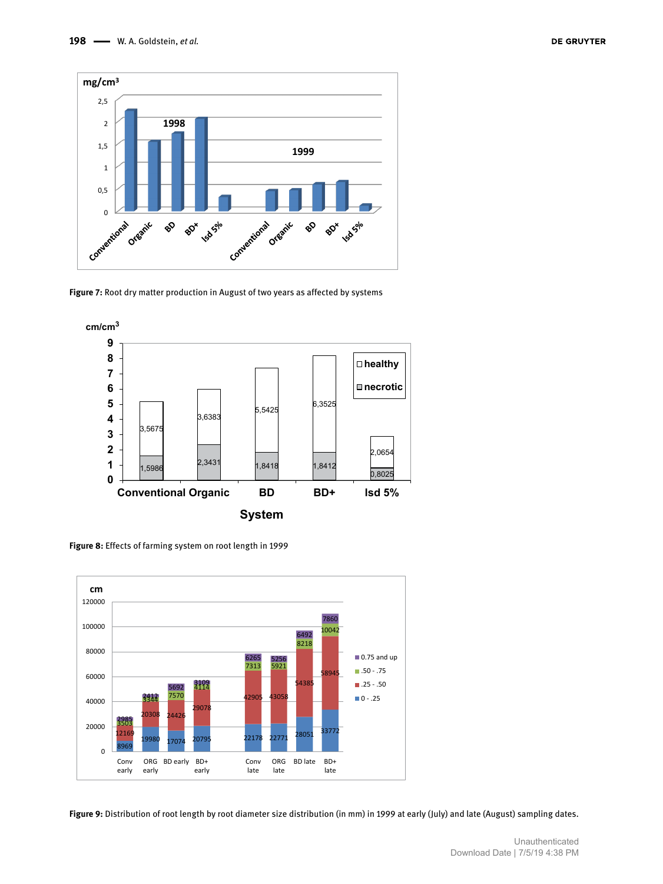Figure 7: Root dry matter production in August of two years as affected by systems

Figure 8: Effects of farming system on root length in 1999

Figure 9: Distribution of root length by root diameter size distribution (in mm) in 1999 at early (July) and late (August) sampling dates.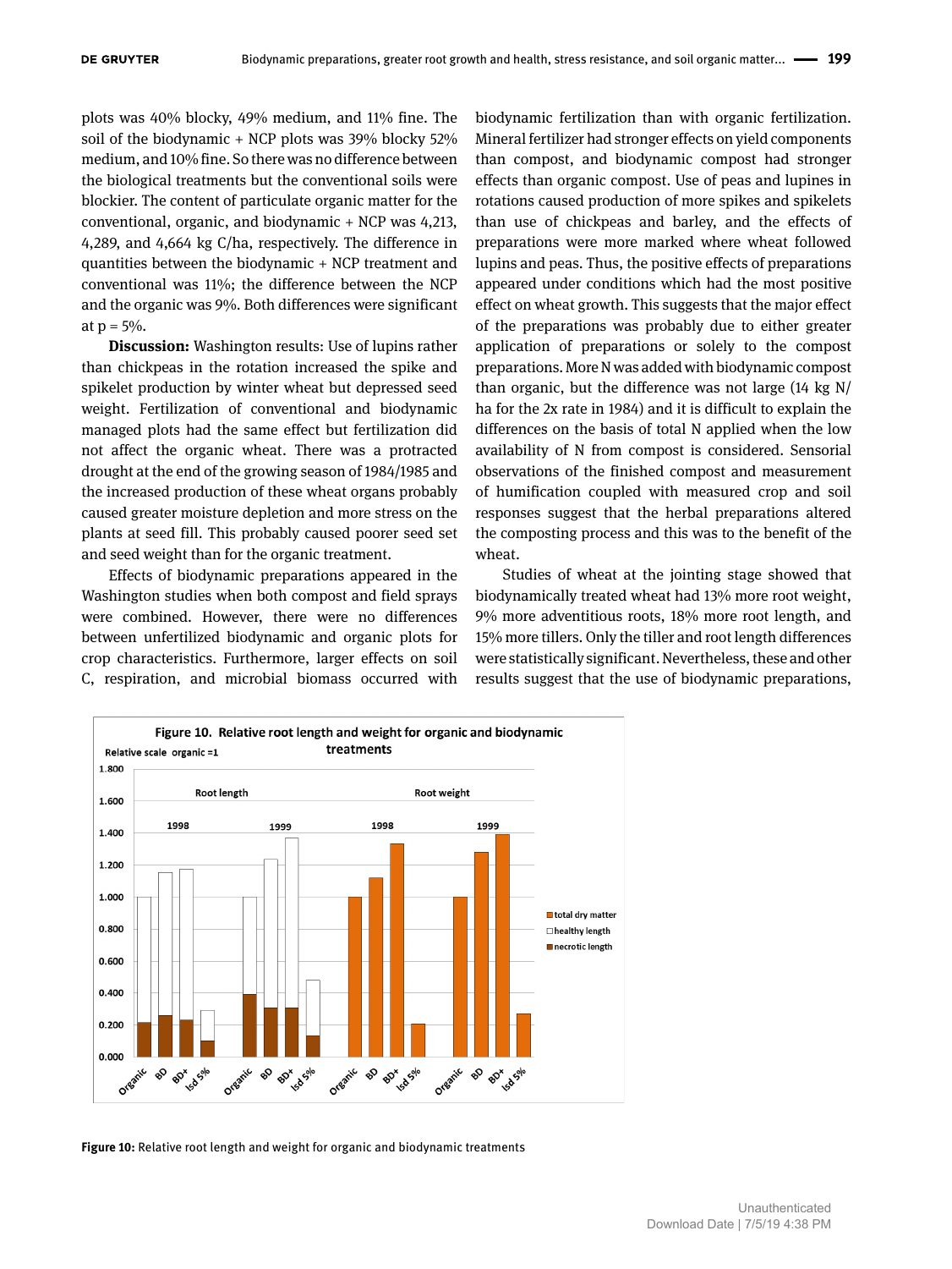plots was 40% blocky, 49% medium, and 11% fine. The soil of the biodynamic + NCP plots was 39% blocky 52% medium, and 10% fine. So there was no difference between the biological treatments but the conventional soils were blockier. The content of particulate organic matter for the conventional, organic, and biodynamic + NCP was 4,213, 4,289, and 4,664 kg C/ha, respectively. The difference in quantities between the biodynamic + NCP treatment and conventional was 11%; the difference between the NCP and the organic was 9%. Both differences were significant at p = 5%.

**Discussion:** Washington results: Use of lupins rather than chickpeas in the rotation increased the spike and spikelet production by winter wheat but depressed seed weight. Fertilization of conventional and biodynamic managed plots had the same effect but fertilization did not affect the organic wheat. There was a protracted drought at the end of the growing season of 1984/1985 and the increased production of these wheat organs probably caused greater moisture depletion and more stress on the plants at seed fill. This probably caused poorer seed set and seed weight than for the organic treatment.

Effects of biodynamic preparations appeared in the Washington studies when both compost and field sprays were combined. However, there were no differences between unfertilized biodynamic and organic plots for crop characteristics. Furthermore, larger effects on soil C, respiration, and microbial biomass occurred with biodynamic fertilization than with organic fertilization. Mineral fertilizer had stronger effects on yield components than compost, and biodynamic compost had stronger effects than organic compost. Use of peas and lupines in rotations caused production of more spikes and spikelets than use of chickpeas and barley, and the effects of preparations were more marked where wheat followed lupins and peas. Thus, the positive effects of preparations appeared under conditions which had the most positive effect on wheat growth. This suggests that the major effect of the preparations was probably due to either greater application of preparations or solely to the compost preparations. More N was added with biodynamic compost than organic, but the difference was not large (14 kg N/ha for the 2x rate in 1984) and it is difficult to explain the differences on the basis of total N applied when the low availability of N from compost is considered. Sensorial observations of the finished compost and measurement of humification coupled with measured crop and soil responses suggest that the herbal preparations altered the composting process and this was to the benefit of the wheat.

Studies of wheat at the jointing stage showed that biodynamically treated wheat had 13% more root weight, 9% more adventitious roots, 18% more root length, and 15% more tillers. Only the tiller and root length differences were statistically significant. Nevertheless, these and other results suggest that the use of biodynamic preparations,

**Figure 10:** Relative root length and weight for organic and biodynamic treatments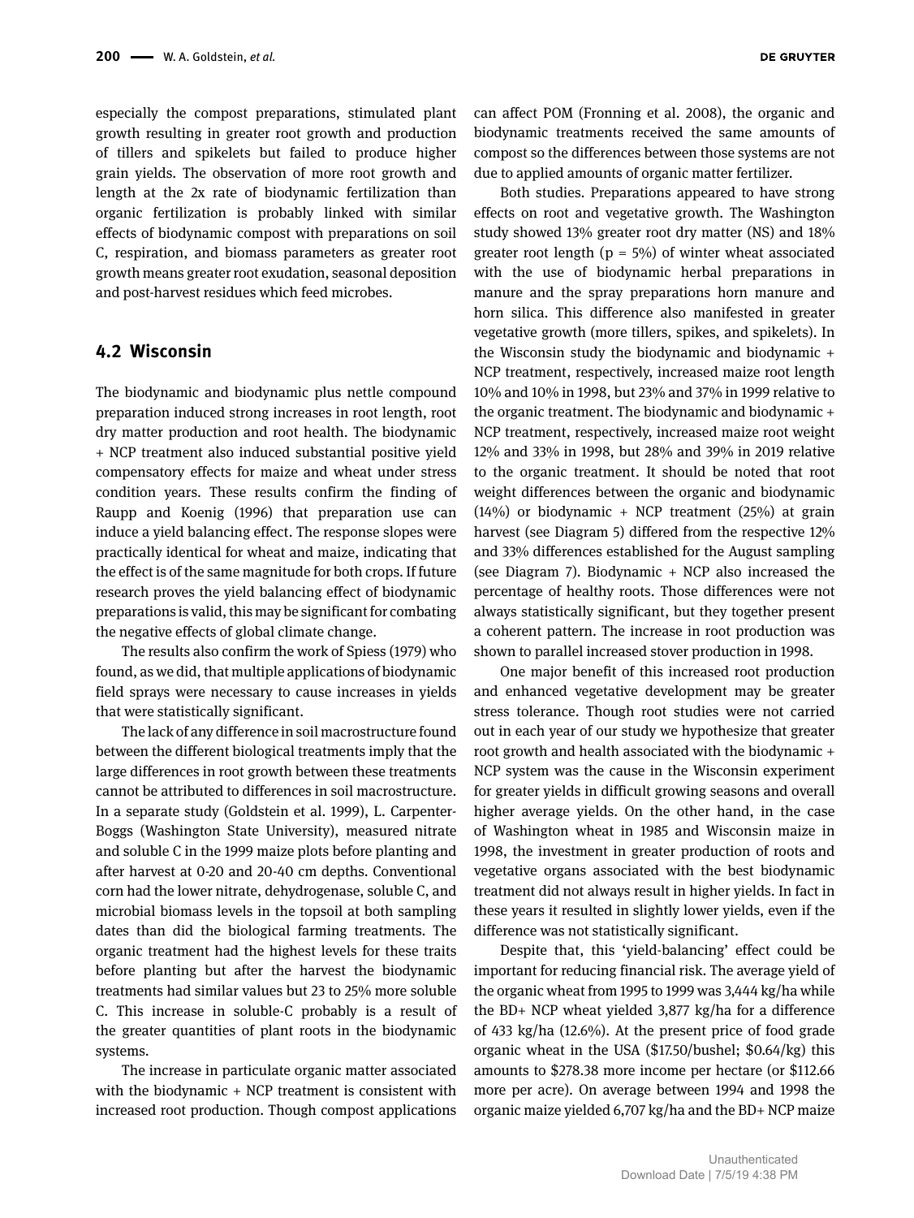especially the compost preparations, stimulated plant growth resulting in greater root growth and production of tillers and spikelets but failed to produce higher grain yields. The observation of more root growth and length at the 2x rate of biodynamic fertilization than organic fertilization is probably linked with similar effects of biodynamic compost with preparations on soil C, respiration, and biomass parameters as greater root growth means greater root exudation, seasonal deposition and post-harvest residues which feed microbes.

## 4.2 Wisconsin

The biodynamic and biodynamic plus nettle compound preparation induced strong increases in root length, root dry matter production and root health. The biodynamic + NCP treatment also induced substantial positive yield compensatory effects for maize and wheat under stress condition years. These results confirm the finding of Raupp and Koenig (1996) that preparation use can induce a yield balancing effect. The response slopes were practically identical for wheat and maize, indicating that the effect is of the same magnitude for both crops. If future research proves the yield balancing effect of biodynamic preparations is valid, this may be significant for combating the negative effects of global climate change.

The results also confirm the work of Spiess (1979) who found, as we did, that multiple applications of biodynamic field sprays were necessary to cause increases in yields that were statistically significant.

The lack of any difference in soil macrostructure found between the different biological treatments imply that the large differences in root growth between these treatments cannot be attributed to differences in soil macrostructure. In a separate study (Goldstein et al. 1999), L. Carpenter-Boggs (Washington State University), measured nitrate and soluble C in the 1999 maize plots before planting and after harvest at 0-20 and 20-40 cm depths. Conventional corn had the lower nitrate, dehydrogenase, soluble C, and microbial biomass levels in the topsoil at both sampling dates than did the biological farming treatments. The organic treatment had the highest levels for these traits before planting but after the harvest the biodynamic treatments had similar values but 23 to 25% more soluble C. This increase in soluble-C probably is a result of the greater quantities of plant roots in the biodynamic systems.

The increase in particulate organic matter associated with the biodynamic + NCP treatment is consistent with increased root production. Though compost applications can affect POM (Fronning et al. 2008), the organic and biodynamic treatments received the same amounts of compost so the differences between those systems are not due to applied amounts of organic matter fertilizer.

Both studies. Preparations appeared to have strong effects on root and vegetative growth. The Washington study showed 13% greater root dry matter (NS) and 18% greater root length ($p = 5\%$) of winter wheat associated with the use of biodynamic herbal preparations in manure and the spray preparations horn manure and horn silica. This difference also manifested in greater vegetative growth (more tillers, spikes, and spikelets). In the Wisconsin study the biodynamic and biodynamic + NCP treatment, respectively, increased maize root length 10% and 10% in 1998, but 23% and 37% in 1999 relative to the organic treatment. The biodynamic and biodynamic + NCP treatment, respectively, increased maize root weight 12% and 33% in 1998, but 28% and 39% in 2019 relative to the organic treatment. It should be noted that root weight differences between the organic and biodynamic (14%) or biodynamic + NCP treatment (25%) at grain harvest (see Diagram 5) differed from the respective 12% and 33% differences established for the August sampling (see Diagram 7). Biodynamic + NCP also increased the percentage of healthy roots. Those differences were not always statistically significant, but they together present a coherent pattern. The increase in root production was shown to parallel increased stover production in 1998.

One major benefit of this increased root production and enhanced vegetative development may be greater stress tolerance. Though root studies were not carried out in each year of our study we hypothesize that greater root growth and health associated with the biodynamic + NCP system was the cause in the Wisconsin experiment for greater yields in difficult growing seasons and overall higher average yields. On the other hand, in the case of Washington wheat in 1985 and Wisconsin maize in 1998, the investment in greater production of roots and vegetative organs associated with the best biodynamic treatment did not always result in higher yields. In fact in these years it resulted in slightly lower yields, even if the difference was not statistically significant.

Despite that, this 'yield-balancing' effect could be important for reducing financial risk. The average yield of the organic wheat from 1995 to 1999 was 3,444 kg/ha while the BD+ NCP wheat yielded 3,877 kg/ha for a difference of 433 kg/ha (12.6%). At the present price of food grade organic wheat in the USA ($17.50/bushel; $0.64/kg) this amounts to $278.38 more income per hectare (or $112.66 more per acre). On average between 1994 and 1998 the organic maize yielded 6,707 kg/ha and the BD+ NCP maize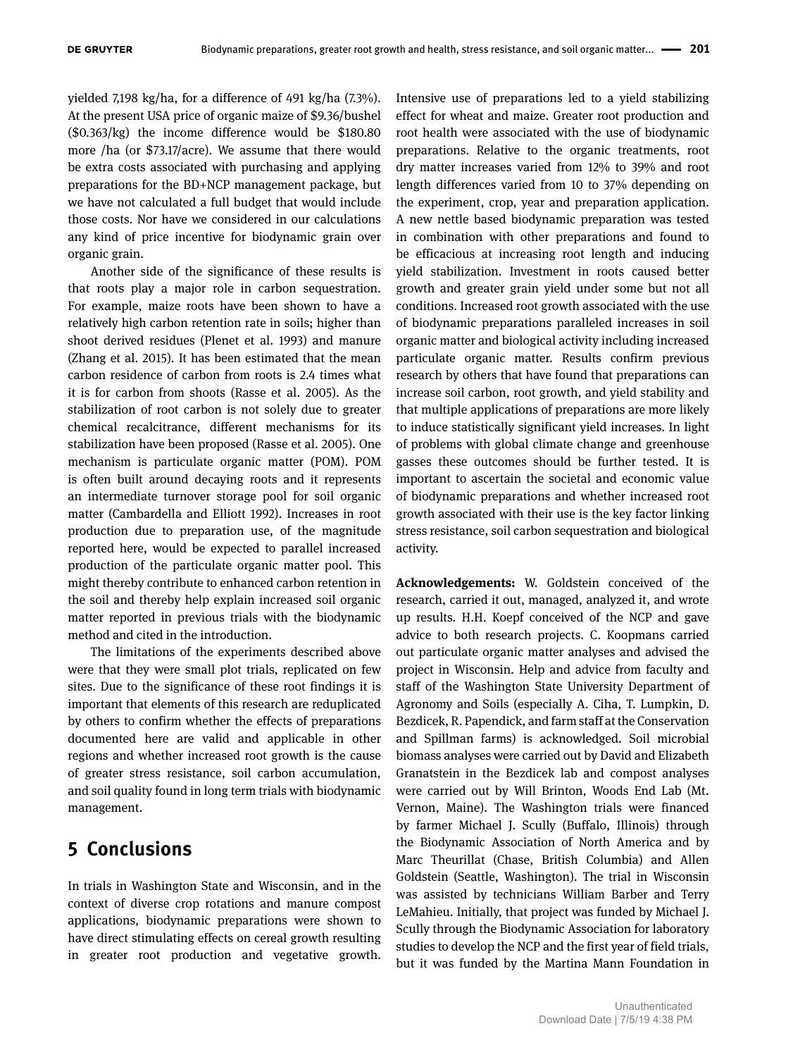yielded 7,198 kg/ha, for a difference of 491 kg/ha (7.3%). At the present USA price of organic maize of $9.36/bushel ($0.363/kg) the income difference would be $180.80 more /ha (or $73.17/acre). We assume that there would be extra costs associated with purchasing and applying preparations for the BD+NCP management package, but we have not calculated a full budget that would include those costs. Nor have we considered in our calculations any kind of price incentive for biodynamic grain over organic grain.

Another side of the significance of these results is that roots play a major role in carbon sequestration. For example, maize roots have been shown to have a relatively high carbon retention rate in soils; higher than shoot derived residues (Plenet et al. 1993) and manure (Zhang et al. 2015). It has been estimated that the mean carbon residence of carbon from roots is 2.4 times what it is for carbon from shoots (Rasse et al. 2005). As the stabilization of root carbon is not solely due to greater chemical recalcitrance, different mechanisms for its stabilization have been proposed (Rasse et al. 2005). One mechanism is particulate organic matter (POM). POM is often built around decaying roots and it represents an intermediate turnover storage pool for soil organic matter (Cambardella and Elliott 1992). Increases in root production due to preparation use, of the magnitude reported here, would be expected to parallel increased production of the particulate organic matter pool. This might thereby contribute to enhanced carbon retention in the soil and thereby help explain increased soil organic matter reported in previous trials with the biodynamic method and cited in the introduction.

The limitations of the experiments described above were that they were small plot trials, replicated on few sites. Due to the significance of these root findings it is important that elements of this research are reduplicated by others to confirm whether the effects of preparations documented here are valid and applicable in other regions and whether increased root growth is the cause of greater stress resistance, soil carbon accumulation, and soil quality found in long term trials with biodynamic management.

## 5 Conclusions

In trials in Washington State and Wisconsin, and in the context of diverse crop rotations and manure compost applications, biodynamic preparations were shown to have direct stimulating effects on cereal growth resulting in greater root production and vegetative growth. Intensive use of preparations led to a yield stabilizing effect for wheat and maize. Greater root production and root health were associated with the use of biodynamic preparations. Relative to the organic treatments, root dry matter increases varied from 12% to 39% and root length differences varied from 10 to 37% depending on the experiment, crop, year and preparation application. A new nettle based biodynamic preparation was tested in combination with other preparations and found to be efficacious at increasing root length and inducing yield stabilization. Investment in roots caused better growth and greater grain yield under some but not all conditions. Increased root growth associated with the use of biodynamic preparations paralleled increases in soil organic matter and biological activity including increased particulate organic matter. Results confirm previous research by others that have found that preparations can increase soil carbon, root growth, and yield stability and that multiple applications of preparations are more likely to induce statistically significant yield increases. In light of problems with global climate change and greenhouse gasses these outcomes should be further tested. It is important to ascertain the societal and economic value of biodynamic preparations and whether increased root growth associated with their use is the key factor linking stress resistance, soil carbon sequestration and biological activity.

**Acknowledgements:** W. Goldstein conceived of the research, carried it out, managed, analyzed it, and wrote up results. H.H. Koepf conceived of the NCP and gave advice to both research projects. C. Koopmans carried out particulate organic matter analyses and advised the project in Wisconsin. Help and advice from faculty and staff of the Washington State University Department of Agronomy and Soils (especially A. Ciha, T. Lumpkin, D. Bezdicek, R. Papendick, and farm staff at the Conservation and Spillman farms) is acknowledged. Soil microbial biomass analyses were carried out by David and Elizabeth Granatstein in the Bezdicek lab and compost analyses were carried out by Will Brinton, Woods End Lab (Mt. Vernon, Maine). The Washington trials were financed by farmer Michael J. Scully (Buffalo, Illinois) through the Biodynamic Association of North America and by Marc Theurillat (Chase, British Columbia) and Allen Goldstein (Seattle, Washington). The trial in Wisconsin was assisted by technicians William Barber and Terry LeMahieu. Initially, that project was funded by Michael J. Scully through the Biodynamic Association for laboratory studies to develop the NCP and the first year of field trials, but it was funded by the Martina Mann Foundation in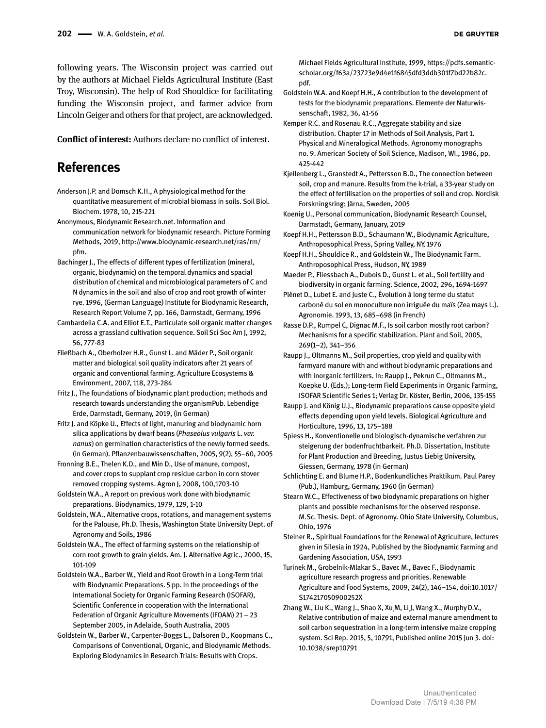following years. The Wisconsin project was carried out by the authors at Michael Fields Agricultural Institute (East Troy, Wisconsin). The help of Rod Shouldice for facilitating funding the Wisconsin project, and farmer advice from Lincoln Geiger and others for that project, are acknowledged.

**Conflict of interest:** Authors declare no conflict of interest.

## References

Anderson J.P. and Domsch K.H., A physiological method for the quantitative measurement of microbial biomass in soils. Soil Biol. Biochem. 1978, 10, 215-221

Anonymous, Biodynamic Research.net. Information and communication network for biodynamic research. Picture Forming Methods, 2019, http://www.biodynamic-research.net/ras/rm/pfm.

Bachinger J., The effects of different types of fertilization (mineral, organic, biodynamic) on the temporal dynamics and spacial distribution of chemical and microbiological parameters of C and N dynamics in the soil and also of crop and root growth of winter rye. 1996, (German Language) Institute for Biodynamic Research, Research Report Volume 7, pp. 166, Darmstadt, Germany, 1996

Cambardella C.A. and Elliot E.T., Particulate soil organic matter changes across a grassland cultivation sequence. Soil Sci Soc Am J, 1992, 56, 777-83

Fließbach A., Oberholzer H.R., Gunst L. and Mäder P., Soil organic matter and biological soil quality indicators after 21 years of organic and conventional farming. Agriculture Ecosystems & Environment, 2007, 118, 273-284

Fritz J., The foundations of biodynamic plant production; methods and research towards understanding the organismPub. Lebendige Erde, Darmstadt, Germany, 2019, (in German)

Fritz J. and Köpke U., Effects of light, manuring and biodynamic horn silica applications by dwarf beans (*Phaseolus vulgaris* L. *var. nanus*) on germination characteristics of the newly formed seeds. (in German). Pflanzenbauwissenschaften, 2005, 9(2), 55–60, 2005

Fronning B.E., Thelen K.D., and Min D., Use of manure, compost, and cover crops to supplant crop residue carbon in corn stover removed cropping systems. Agron J, 2008, 100,1703-10

Goldstein W.A., A report on previous work done with biodynamic preparations. Biodynamics, 1979, 129, 1-10

Goldstein, W.A., Alternative crops, rotations, and management systems for the Palouse, Ph.D. Thesis, Washington State University Dept. of Agronomy and Soils, 1986

Goldstein W.A., The effect of farming systems on the relationship of corn root growth to grain yields. Am. J. Alternative Agric., 2000, 15, 101-109

Goldstein W.A., Barber W., Yield and Root Growth in a Long-Term trial with Biodynamic Preparations. 5 pp. In the proceedings of the International Society for Organic Farming Research (ISOFAR), Scientific Conference in cooperation with the International Federation of Organic Agriculture Movements (IFOAM) 21 – 23 September 2005, in Adelaide, South Australia, 2005

Goldstein W., Barber W., Carpenter-Boggs L., Dalsoren D., Koopmans C., Comparisons of Conventional, Organic, and Biodynamic Methods. Exploring Biodynamics in Research Trials: Results with Crops. Michael Fields Agricultural Institute, 1999, https://pdfs.semanticscholar.org/f63a/23723e9d4e1f6845dfd3ddb301f7bd22b82c.pdf.

Goldstein W.A. and Koepf H.H., A contribution to the development of tests for the biodynamic preparations. Elemente der Naturwissenschaft, 1982, 36, 41-56

Kemper R.C. and Rosenau R.C., Aggregate stability and size distribution. Chapter 17 in Methods of Soil Analysis, Part 1. Physical and Mineralogical Methods. Agronomy monographs no. 9. American Society of Soil Science, Madison, WI., 1986, pp. 425-442

Kjellenberg L., Granstedt A., Pettersson B.D., The connection between soil, crop and manure. Results from the k-trial, a 33-year study on the effect of fertilisation on the properties of soil and crop. Nordisk Forskningsring; Järna, Sweden, 2005

Koenig U., Personal communication, Biodynamic Research Counsel, Darmstadt, Germany, January, 2019

Koepf H.H., Pettersson B.D., Schaumann W., Biodynamic Agriculture, Anthroposophical Press, Spring Valley, NY, 1976

Koepf H.H., Shouldice R., and Goldstein W., The Biodynamic Farm. Anthroposophical Press, Hudson, NY, 1989

Maeder P., Fliessbach A., Dubois D., Gunst L. et al., Soil fertility and biodiversity in organic farming. Science, 2002, 296, 1694-1697

Plénet D., Lubet E. and Juste C., Évolution à long terme du statut carboné du sol en monoculture non irriguée du maïs (Zea mays L.). Agronomie. 1993, 13, 685–698 (in French)

Rasse D.P., Rumpel C, Dignac M.F., Is soil carbon mostly root carbon? Mechanisms for a specific stabilization. Plant and Soil, 2005, 269(1–2), 341–356

Raupp J., Oltmanns M., Soil properties, crop yield and quality with farmyard manure with and without biodynamic preparations and with inorganic fertilizers. In: Raupp J., Pekrun C., Oltmanns M., Koepke U. (Eds.); Long-term Field Experiments in Organic Farming, ISOFAR Scientific Series 1; Verlag Dr. Köster, Berlin, 2006, 135-155

Raupp J. and König U.J., Biodynamic preparations cause opposite yield effects depending upon yield levels. Biological Agriculture and Horticulture, 1996, 13, 175–188

Spiess H., Konventionelle und biologisch-dynamische verfahren zur steigerung der bodenfruchtbarkeit. Ph.D. Dissertation, Institute for Plant Production and Breeding, Justus Liebig University, Giessen, Germany, 1978 (in German)

Schlichting E. and Blume H.P., Bodenkundliches Praktikum. Paul Parey (Pub.), Hamburg, Germany, 1960 (in German)

Stearn W.C., Effectiveness of two biodynamic preparations on higher plants and possible mechanisms for the observed response. M.Sc. Thesis. Dept. of Agronomy. Ohio State University, Columbus, Ohio, 1976

Steiner R., Spiritual Foundations for the Renewal of Agriculture, lectures given in Silesia in 1924, Published by the Biodynamic Farming and Gardening Association, USA, 1993

Turinek M., Grobelnik-Mlakar S., Bavec M., Bavec F., Biodynamic agriculture research progress and priorities. Renewable Agriculture and Food Systems, 2009, 24(2), 146–154, doi:10.1017/S174217050900252X

Zhang W., Liu K., Wang J., Shao X, Xu M, Li J, Wang X., Murphy D.V., Relative contribution of maize and external manure amendment to soil carbon sequestration in a long-term intensive maize cropping system. Sci Rep. 2015, 5, 10791, Published online 2015 Jun 3. doi: 10.1038/srep10791